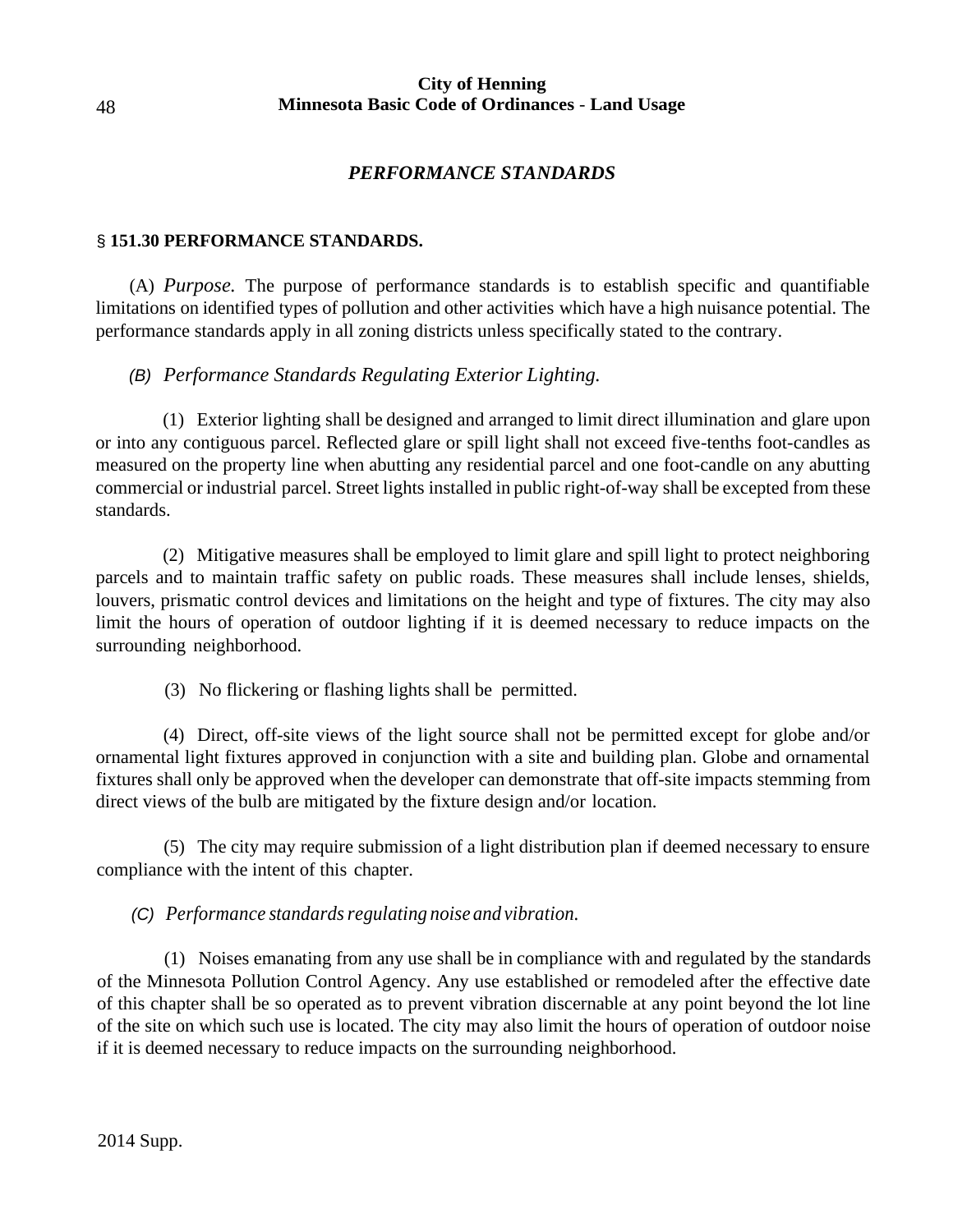## *PERFORMANCE STANDARDS*

### § 151.30 PERFORMANCE STANDARDS.

(A) *Purpose.* The purpose of performance standards is to establish specific and quantifiable limitations on identified types of pollution and other activities which have a high nuisance potential. The performance standards apply in all zoning districts unless specifically stated to the contrary.

(B) *Performance Standards Regulating Exterior Lighting.*

(1) Exterior lighting shall be designed and arranged to limit direct illumination and glare upon or into any contiguous parcel. Reflected glare or spill light shall not exceed five-tenths foot-candles as measured on the property line when abutting any residential parcel and one foot-candle on any abutting commercial or industrial parcel. Street lights installed in public right-of-way shall be excepted from these standards.

(2) Mitigative measures shall be employed to limit glare and spill light to protect neighboring parcels and to maintain traffic safety on public roads. These measures shall include lenses, shields, louvers, prismatic control devices and limitations on the height and type of fixtures. The city may also limit the hours of operation of outdoor lighting if it is deemed necessary to reduce impacts on the surrounding neighborhood.

(3) No flickering or flashing lights shall be permitted.

(4) Direct, off-site views of the light source shall not be permitted except for globe and/or ornamental light fixtures approved in conjunction with a site and building plan. Globe and ornamental fixtures shall only be approved when the developer can demonstrate that off-site impacts stemming from direct views of the bulb are mitigated by the fixture design and/or location.

(5) The city may require submission of a light distribution plan if deemed necessary to ensure compliance with the intent of this chapter.

(C) *Performance standards regulating noise and vibration.*

(1) Noises emanating from any use shall be in compliance with and regulated by the standards of the Minnesota Pollution Control Agency. Any use established or remodeled after the effective date of this chapter shall be so operated as to prevent vibration discernable at any point beyond the lot line of the site on which such use is located. The city may also limit the hours of operation of outdoor noise if it is deemed necessary to reduce impacts on the surrounding neighborhood.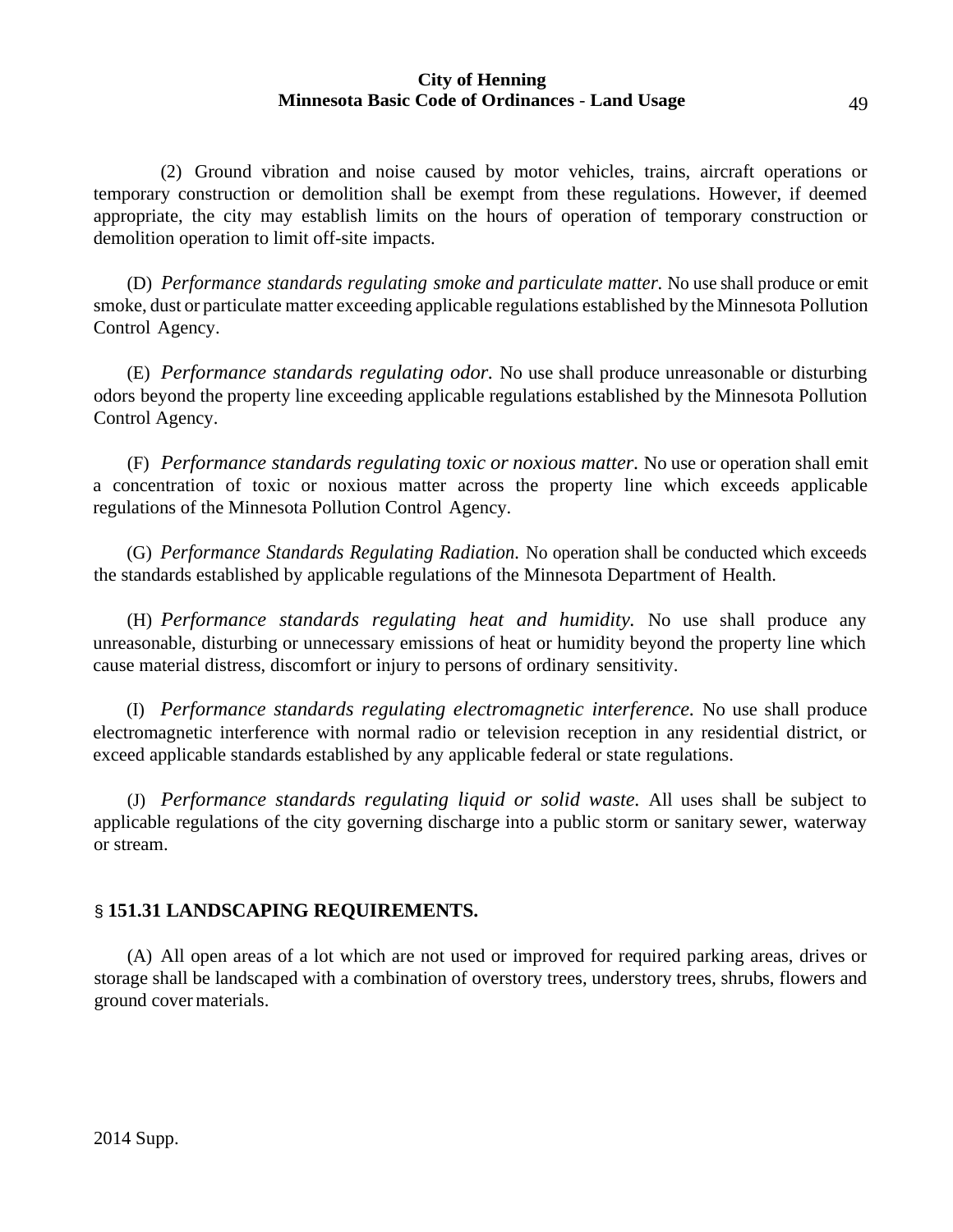(2) Ground vibration and noise caused by motor vehicles, trains, aircraft operations or temporary construction or demolition shall be exempt from these regulations. However, if deemed appropriate, the city may establish limits on the hours of operation of temporary construction or demolition operation to limit off-site impacts.

(D) *Performance standards regulating smoke and particulate matter.* No use shall produce or emit smoke, dust or particulate matter exceeding applicable regulations established by the Minnesota Pollution Control Agency.

(E) *Performance standards regulating odor.* No use shall produce unreasonable or disturbing odors beyond the property line exceeding applicable regulations established by the Minnesota Pollution Control Agency.

(F) *Performance standards regulating toxic or noxious matter.* No use or operation shall emit a concentration of toxic or noxious matter across the property line which exceeds applicable regulations of the Minnesota Pollution Control Agency.

(G) *Performance Standards Regulating Radiation.* No operation shall be conducted which exceeds the standards established by applicable regulations of the Minnesota Department of Health.

(H) *Performance standards regulating heat and humidity.* No use shall produce any unreasonable, disturbing or unnecessary emissions of heat or humidity beyond the property line which cause material distress, discomfort or injury to persons of ordinary sensitivity.

(I) *Performance standards regulating electromagnetic interference.* No use shall produce electromagnetic interference with normal radio or television reception in any residential district, or exceed applicable standards established by any applicable federal or state regulations.

(J) *Performance standards regulating liquid or solid waste.* All uses shall be subject to applicable regulations of the city governing discharge into a public storm or sanitary sewer, waterway or stream.

## § 151.31 LANDSCAPING REQUIREMENTS.

(A) All open areas of a lot which are not used or improved for required parking areas, drives or storage shall be landscaped with a combination of overstory trees, understory trees, shrubs, flowers and ground cover materials.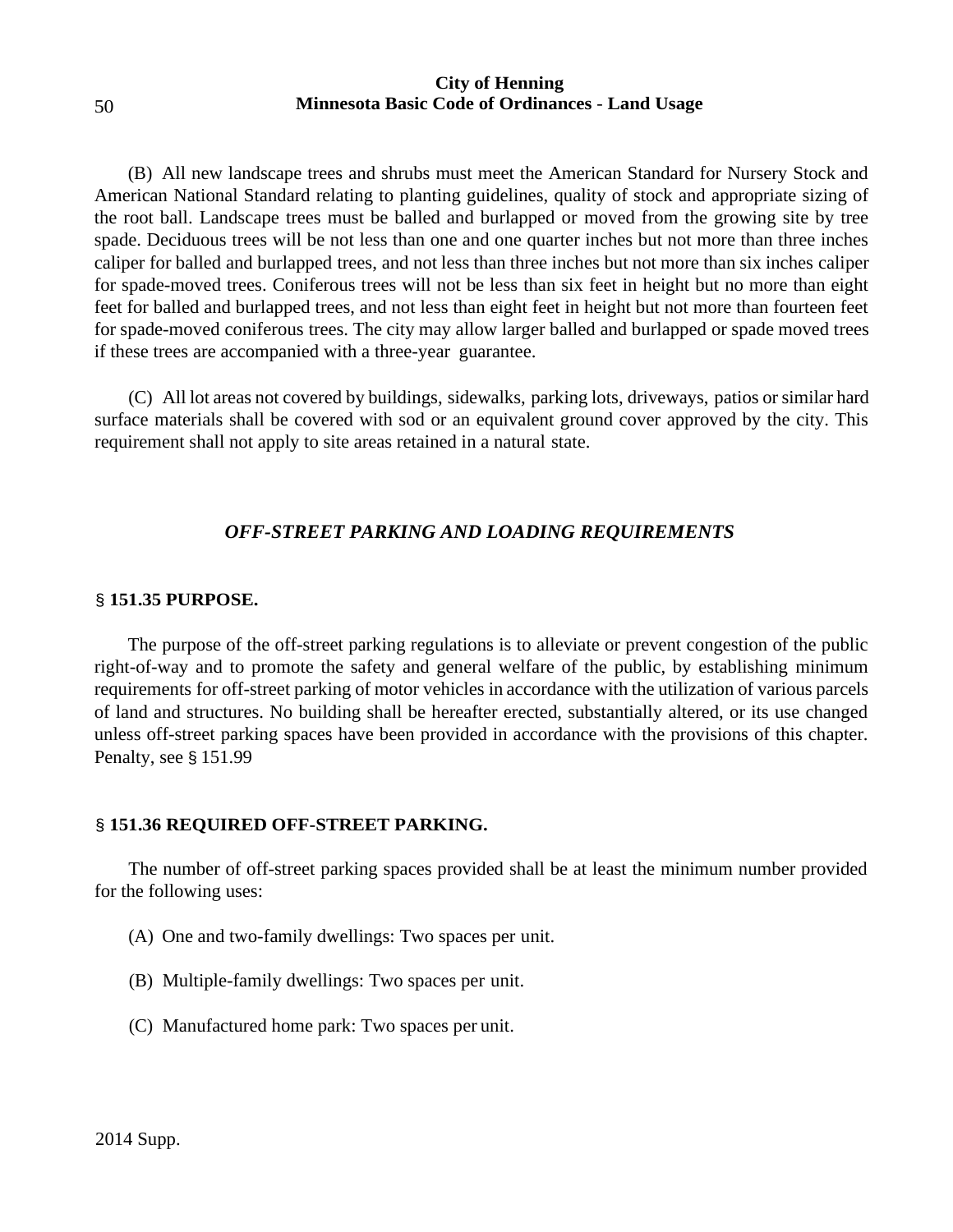(B) All new landscape trees and shrubs must meet the American Standard for Nursery Stock and American National Standard relating to planting guidelines, quality of stock and appropriate sizing of the root ball. Landscape trees must be balled and burlapped or moved from the growing site by tree spade. Deciduous trees will be not less than one and one quarter inches but not more than three inches caliper for balled and burlapped trees, and not less than three inches but not more than six inches caliper for spade-moved trees. Coniferous trees will not be less than six feet in height but no more than eight feet for balled and burlapped trees, and not less than eight feet in height but not more than fourteen feet for spade-moved coniferous trees. The city may allow larger balled and burlapped or spade moved trees if these trees are accompanied with a three-year guarantee.

(C) All lot areas not covered by buildings, sidewalks, parking lots, driveways, patios or similar hard surface materials shall be covered with sod or an equivalent ground cover approved by the city. This requirement shall not apply to site areas retained in a natural state.

## *OFF-STREET PARKING AND LOADING REQUIREMENTS*

### § 151.35 PURPOSE.

The purpose of the off-street parking regulations is to alleviate or prevent congestion of the public right-of-way and to promote the safety and general welfare of the public, by establishing minimum requirements for off-street parking of motor vehicles in accordance with the utilization of various parcels of land and structures. No building shall be hereafter erected, substantially altered, or its use changed unless off-street parking spaces have been provided in accordance with the provisions of this chapter. Penalty, see § 151.99

### § 151.36 REQUIRED OFF-STREET PARKING.

The number of off-street parking spaces provided shall be at least the minimum number provided for the following uses:

(A) One and two-family dwellings: Two spaces per unit.

(B) Multiple-family dwellings: Two spaces per unit.

(C) Manufactured home park: Two spaces per unit.